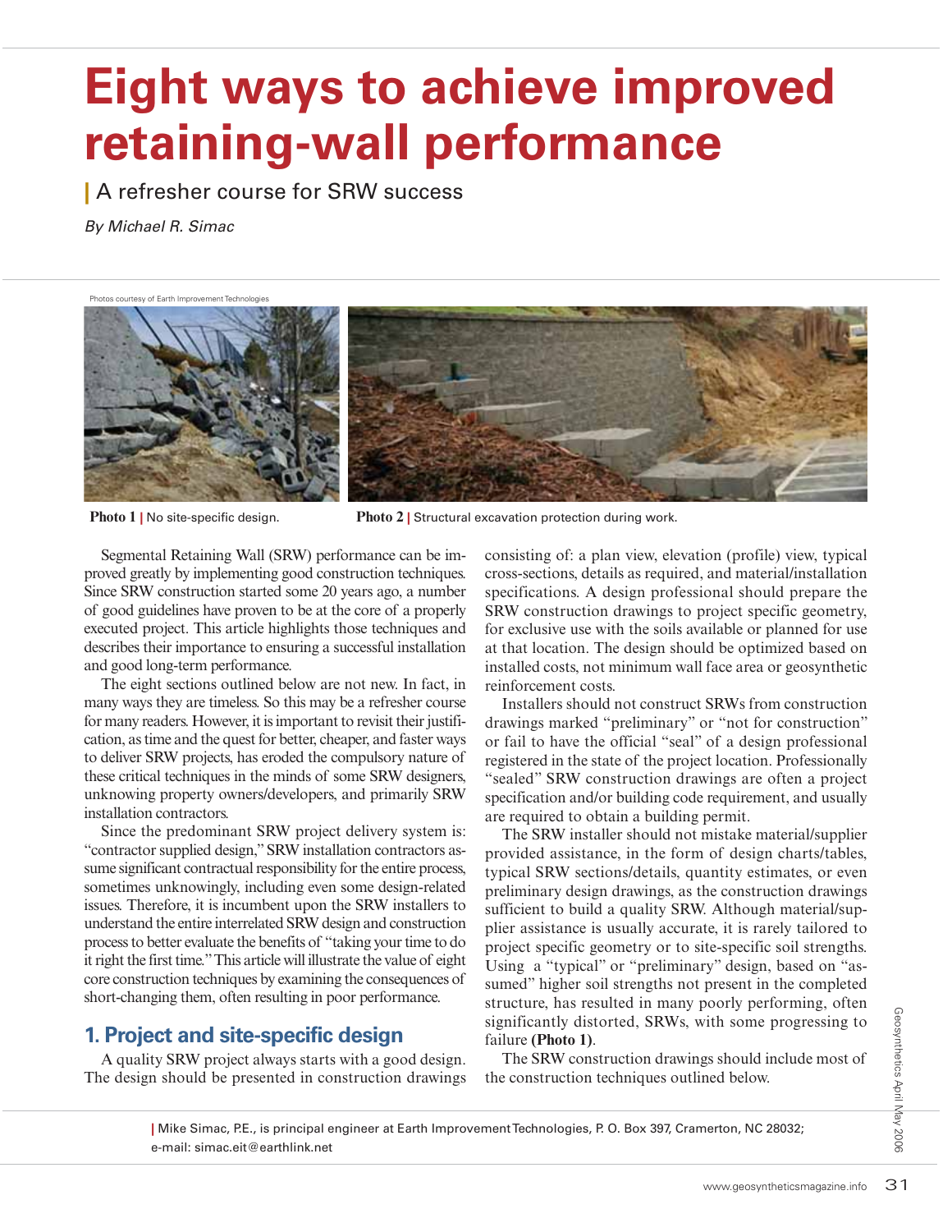# Eight ways to achieve improved retaining-wall performance

## A refresher course for SRW success

*By Michael R. Simac*

Photos courtesy of Earth Improvement Technologies

**Photo 1** | No site-specific design.

**Photo 2** | Structural excavation protection during work.

Segmental Retaining Wall (SRW) performance can be improved greatly by implementing good construction techniques. Since SRW construction started some 20 years ago, a number of good guidelines have proven to be at the core of a properly executed project. This article highlights those techniques and describes their importance to ensuring a successful installation and good long-term performance.

The eight sections outlined below are not new. In fact, in many ways they are timeless. So this may be a refresher course for many readers. However, it is important to revisit their justification, as time and the quest for better, cheaper, and faster ways to deliver SRW projects, has eroded the compulsory nature of these critical techniques in the minds of some SRW designers, unknowing property owners/developers, and primarily SRW installation contractors.

Since the predominant SRW project delivery system is: "contractor supplied design," SRW installation contractors assume significant contractual responsibility for the entire process, sometimes unknowingly, including even some design-related issues. Therefore, it is incumbent upon the SRW installers to understand the entire interrelated SRW design and construction process to better evaluate the benefits of "taking your time to do it right the first time." This article will illustrate the value of eight core construction techniques by examining the consequences of short-changing them, often resulting in poor performance.

## 1. Project and site-specific design

A quality SRW project always starts with a good design. The design should be presented in construction drawings consisting of: a plan view, elevation (profile) view, typical cross-sections, details as required, and material/installation specifications. A design professional should prepare the SRW construction drawings to project specific geometry, for exclusive use with the soils available or planned for use at that location. The design should be optimized based on installed costs, not minimum wall face area or geosynthetic reinforcement costs.

Installers should not construct SRWs from construction drawings marked "preliminary" or "not for construction" or fail to have the official "seal" of a design professional registered in the state of the project location. Professionally "sealed" SRW construction drawings are often a project specification and/or building code requirement, and usually are required to obtain a building permit.

The SRW installer should not mistake material/supplier provided assistance, in the form of design charts/tables, typical SRW sections/details, quantity estimates, or even preliminary design drawings, as the construction drawings sufficient to build a quality SRW. Although material/supplier assistance is usually accurate, it is rarely tailored to project specific geometry or to site-specific soil strengths. Using a "typical" or "preliminary" design, based on "assumed" higher soil strengths not present in the completed structure, has resulted in many poorly performing, often significantly distorted, SRWs, with some progressing to failure **(Photo 1)**.

The SRW construction drawings should include most of the construction techniques outlined below.

| Mike Simac, P.E., is principal engineer at Earth Improvement Technologies, P. O. Box 397, Cramerton, NC 28032; e-mail: simac.eit@earthlink.net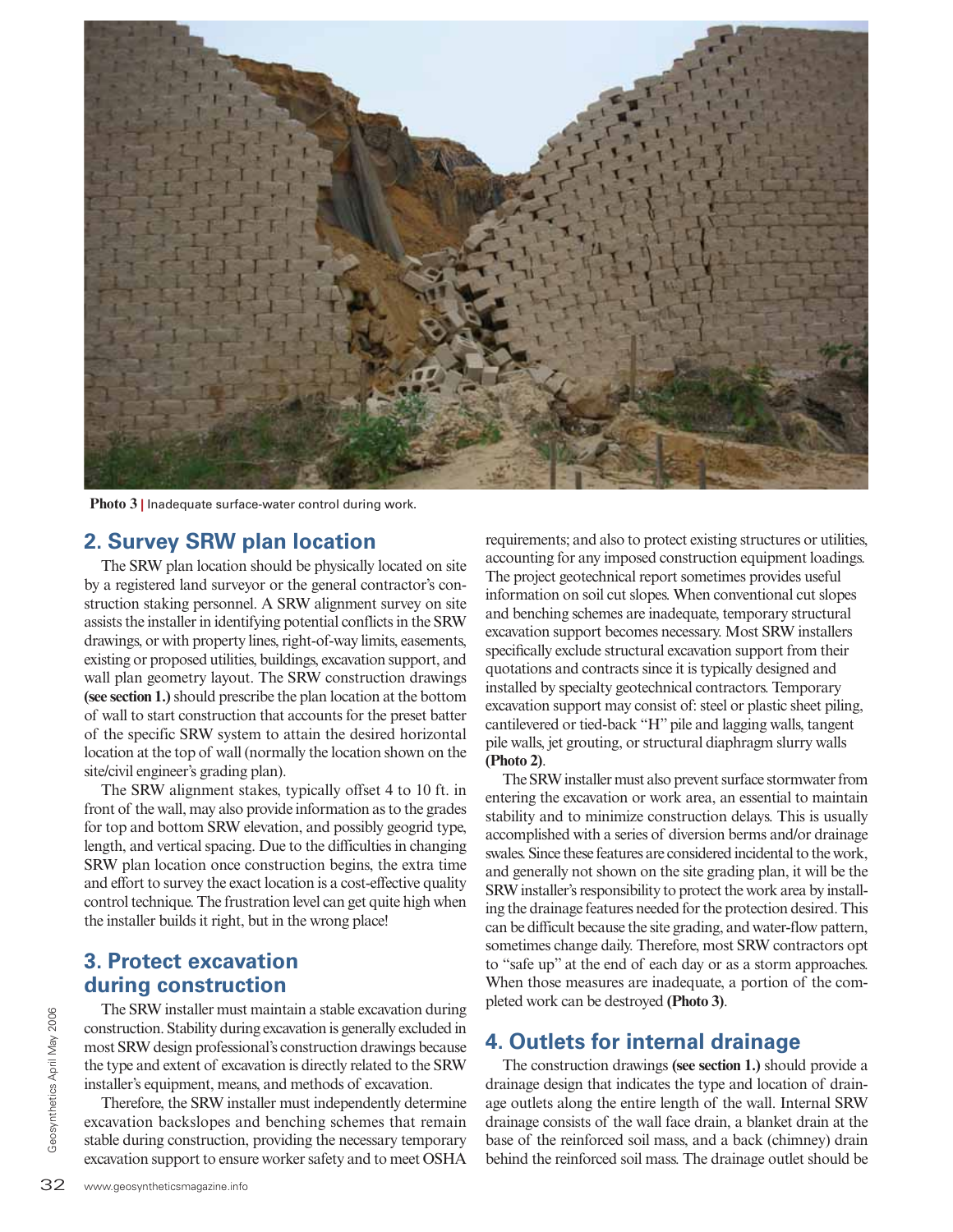**Photo 3** | Inadequate surface-water control during work.

## 2. Survey SRW plan location

The SRW plan location should be physically located on site by a registered land surveyor or the general contractor's construction staking personnel. A SRW alignment survey on site assists the installer in identifying potential conflicts in the SRW drawings, or with property lines, right-of-way limits, easements, existing or proposed utilities, buildings, excavation support, and wall plan geometry layout. The SRW construction drawings **(see section 1.)** should prescribe the plan location at the bottom of wall to start construction that accounts for the preset batter of the specific SRW system to attain the desired horizontal location at the top of wall (normally the location shown on the site/civil engineer's grading plan).

The SRW alignment stakes, typically offset 4 to 10 ft. in front of the wall, may also provide information as to the grades for top and bottom SRW elevation, and possibly geogrid type, length, and vertical spacing. Due to the difficulties in changing SRW plan location once construction begins, the extra time and effort to survey the exact location is a cost-effective quality control technique. The frustration level can get quite high when the installer builds it right, but in the wrong place!

## 3. Protect excavation during construction

The SRW installer must maintain a stable excavation during construction. Stability during excavation is generally excluded in most SRW design professional's construction drawings because the type and extent of excavation is directly related to the SRW installer's equipment, means, and methods of excavation.

Therefore, the SRW installer must independently determine excavation backslopes and benching schemes that remain stable during construction, providing the necessary temporary excavation support to ensure worker safety and to meet OSHA requirements; and also to protect existing structures or utilities, accounting for any imposed construction equipment loadings. The project geotechnical report sometimes provides useful information on soil cut slopes. When conventional cut slopes and benching schemes are inadequate, temporary structural excavation support becomes necessary. Most SRW installers specifically exclude structural excavation support from their quotations and contracts since it is typically designed and installed by specialty geotechnical contractors. Temporary excavation support may consist of: steel or plastic sheet piling, cantilevered or tied-back "H" pile and lagging walls, tangent pile walls, jet grouting, or structural diaphragm slurry walls **(Photo 2)**.

The SRW installer must also prevent surface stormwater from entering the excavation or work area, an essential to maintain stability and to minimize construction delays. This is usually accomplished with a series of diversion berms and/or drainage swales. Since these features are considered incidental to the work, and generally not shown on the site grading plan, it will be the SRW installer's responsibility to protect the work area by installing the drainage features needed for the protection desired. This can be difficult because the site grading, and water-flow pattern, sometimes change daily. Therefore, most SRW contractors opt to "safe up" at the end of each day or as a storm approaches. When those measures are inadequate, a portion of the completed work can be destroyed **(Photo 3)**.

## 4. Outlets for internal drainage

The construction drawings **(see section 1.)** should provide a drainage design that indicates the type and location of drainage outlets along the entire length of the wall. Internal SRW drainage consists of the wall face drain, a blanket drain at the base of the reinforced soil mass, and a back (chimney) drain behind the reinforced soil mass. The drainage outlet should be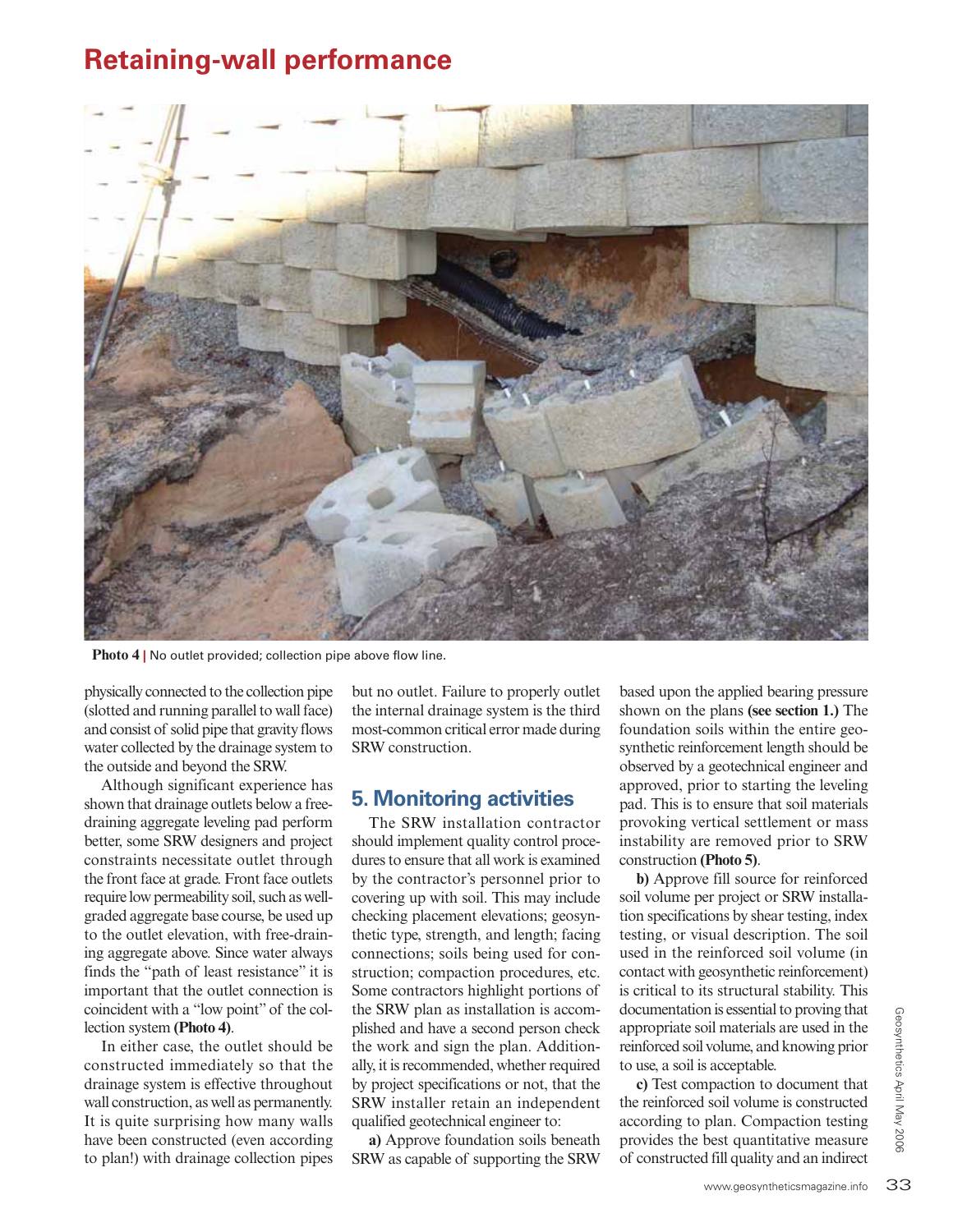# Retaining-wall performance

**Photo 4 |** No outlet provided; collection pipe above flow line.

physically connected to the collection pipe (slotted and running parallel to wall face) and consist of solid pipe that gravity flows water collected by the drainage system to the outside and beyond the SRW.

Although significant experience has shown that drainage outlets below a free-draining aggregate leveling pad perform better, some SRW designers and project constraints necessitate outlet through the front face at grade. Front face outlets require low permeability soil, such as well-graded aggregate base course, be used up to the outlet elevation, with free-draining aggregate above. Since water always finds the "path of least resistance" it is important that the outlet connection is coincident with a "low point" of the collection system **(Photo 4)**.

In either case, the outlet should be constructed immediately so that the drainage system is effective throughout wall construction, as well as permanently. It is quite surprising how many walls have been constructed (even according to plan!) with drainage collection pipes but no outlet. Failure to properly outlet the internal drainage system is the third most-common critical error made during SRW construction.

## 5. Monitoring activities

The SRW installation contractor should implement quality control procedures to ensure that all work is examined by the contractor's personnel prior to covering up with soil. This may include checking placement elevations; geosynthetic type, strength, and length; facing connections; soils being used for construction; compaction procedures, etc. Some contractors highlight portions of the SRW plan as installation is accomplished and have a second person check the work and sign the plan. Additionally, it is recommended, whether required by project specifications or not, that the SRW installer retain an independent qualified geotechnical engineer to:

**a)** Approve foundation soils beneath SRW as capable of supporting the SRW based upon the applied bearing pressure shown on the plans **(see section 1.)** The foundation soils within the entire geosynthetic reinforcement length should be observed by a geotechnical engineer and approved, prior to starting the leveling pad. This is to ensure that soil materials provoking vertical settlement or mass instability are removed prior to SRW construction **(Photo 5)**.

**b)** Approve fill source for reinforced soil volume per project or SRW installation specifications by shear testing, index testing, or visual description. The soil used in the reinforced soil volume (in contact with geosynthetic reinforcement) is critical to its structural stability. This documentation is essential to proving that appropriate soil materials are used in the reinforced soil volume, and knowing prior to use, a soil is acceptable.

**c)** Test compaction to document that the reinforced soil volume is constructed according to plan. Compaction testing provides the best quantitative measure of constructed fill quality and an indirect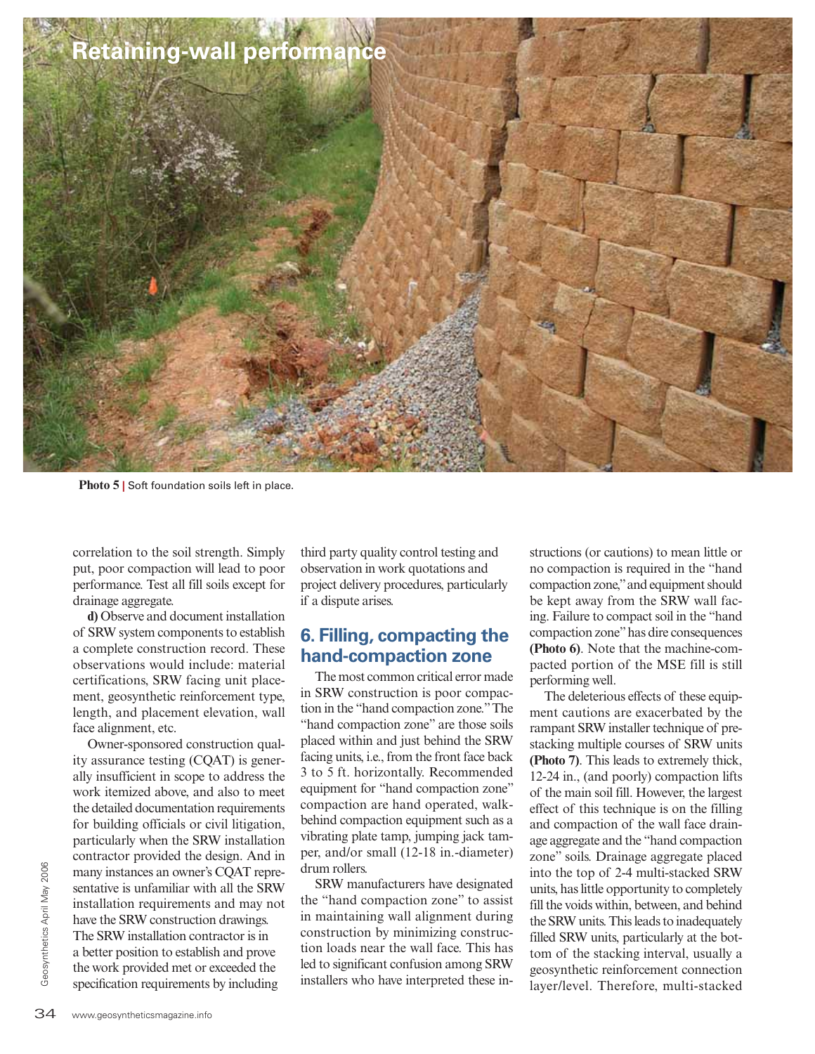## Retaining-wall performance

**Photo 5 |** Soft foundation soils left in place.

correlation to the soil strength. Simply put, poor compaction will lead to poor performance. Test all fill soils except for drainage aggregate.

**d)** Observe and document installation of SRW system components to establish a complete construction record. These observations would include: material certifications, SRW facing unit placement, geosynthetic reinforcement type, length, and placement elevation, wall face alignment, etc.

Owner-sponsored construction quality assurance testing (CQAT) is generally insufficient in scope to address the work itemized above, and also to meet the detailed documentation requirements for building officials or civil litigation, particularly when the SRW installation contractor provided the design. And in many instances an owner's CQAT representative is unfamiliar with all the SRW installation requirements and may not have the SRW construction drawings. The SRW installation contractor is in a better position to establish and prove the work provided met or exceeded the specification requirements by including third party quality control testing and observation in work quotations and project delivery procedures, particularly if a dispute arises.

## 6. Filling, compacting the hand-compaction zone

The most common critical error made in SRW construction is poor compaction in the "hand compaction zone." The "hand compaction zone" are those soils placed within and just behind the SRW facing units, i.e., from the front face back 3 to 5 ft. horizontally. Recommended equipment for "hand compaction zone" compaction are hand operated, walk-behind compaction equipment such as a vibrating plate tamp, jumping jack tamper, and/or small (12-18 in.-diameter) drum rollers.

SRW manufacturers have designated the "hand compaction zone" to assist in maintaining wall alignment during construction by minimizing construction loads near the wall face. This has led to significant confusion among SRW installers who have interpreted these instructions (or cautions) to mean little or no compaction is required in the "hand compaction zone," and equipment should be kept away from the SRW wall facing. Failure to compact soil in the "hand compaction zone" has dire consequences **(Photo 6)**. Note that the machine-compacted portion of the MSE fill is still performing well.

The deleterious effects of these equipment cautions are exacerbated by the rampant SRW installer technique of pre-stacking multiple courses of SRW units **(Photo 7)**. This leads to extremely thick, 12-24 in., (and poorly) compaction lifts of the main soil fill. However, the largest effect of this technique is on the filling and compaction of the wall face drainage aggregate and the "hand compaction zone" soils. Drainage aggregate placed into the top of 2-4 multi-stacked SRW units, has little opportunity to completely fill the voids within, between, and behind the SRW units. This leads to inadequately filled SRW units, particularly at the bottom of the stacking interval, usually a geosynthetic reinforcement connection layer/level. Therefore, multi-stacked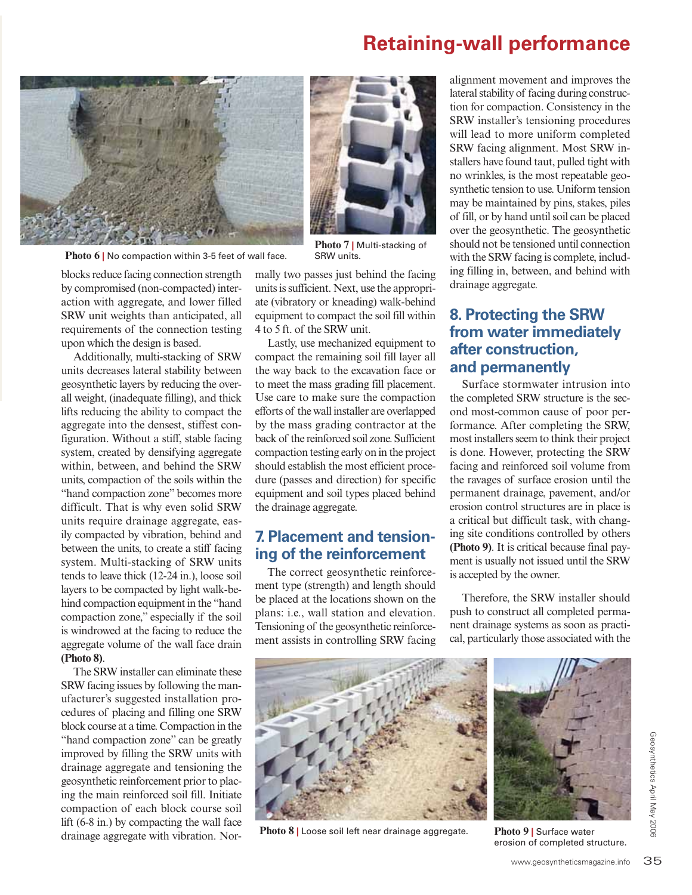Photo 6 | No compaction within 3-5 feet of wall face.

Photo 7 | Multi-stacking of SRW units.

blocks reduce facing connection strength by compromised (non-compacted) interaction with aggregate, and lower filled SRW unit weights than anticipated, all requirements of the connection testing upon which the design is based.

Additionally, multi-stacking of SRW units decreases lateral stability between geosynthetic layers by reducing the overall weight, (inadequate filling), and thick lifts reducing the ability to compact the aggregate into the densest, stiffest configuration. Without a stiff, stable facing system, created by densifying aggregate within, between, and behind the SRW units, compaction of the soils within the "hand compaction zone" becomes more difficult. That is why even solid SRW units require drainage aggregate, easily compacted by vibration, behind and between the units, to create a stiff facing system. Multi-stacking of SRW units tends to leave thick (12-24 in.), loose soil layers to be compacted by light walk-behind compaction equipment in the "hand compaction zone," especially if the soil is windrowed at the facing to reduce the aggregate volume of the wall face drain **(Photo 8)**.

The SRW installer can eliminate these SRW facing issues by following the manufacturer's suggested installation procedures of placing and filling one SRW block course at a time. Compaction in the "hand compaction zone" can be greatly improved by filling the SRW units with drainage aggregate and tensioning the geosynthetic reinforcement prior to placing the main reinforced soil fill. Initiate compaction of each block course soil lift (6-8 in.) by compacting the wall face drainage aggregate with vibration. Normally two passes just behind the facing units is sufficient. Next, use the appropriate (vibratory or kneading) walk-behind equipment to compact the soil fill within 4 to 5 ft. of the SRW unit.

Lastly, use mechanized equipment to compact the remaining soil fill layer all the way back to the excavation face or to meet the mass grading fill placement. Use care to make sure the compaction efforts of the wall installer are overlapped by the mass grading contractor at the back of the reinforced soil zone. Sufficient compaction testing early on in the project should establish the most efficient procedure (passes and direction) for specific equipment and soil types placed behind the drainage aggregate.

## 7. Placement and tensioning of the reinforcement

The correct geosynthetic reinforcement type (strength) and length should be placed at the locations shown on the plans: i.e., wall station and elevation. Tensioning of the geosynthetic reinforcement assists in controlling SRW facing alignment movement and improves the lateral stability of facing during construction for compaction. Consistency in the SRW installer's tensioning procedures will lead to more uniform completed SRW facing alignment. Most SRW installers have found taut, pulled tight with no wrinkles, is the most repeatable geosynthetic tension to use. Uniform tension may be maintained by pins, stakes, piles of fill, or by hand until soil can be placed over the geosynthetic. The geosynthetic should not be tensioned until connection with the SRW facing is complete, including filling in, between, and behind with drainage aggregate.

## 8. Protecting the SRW from water immediately after construction, and permanently

Surface stormwater intrusion into the completed SRW structure is the second most-common cause of poor performance. After completing the SRW, most installers seem to think their project is done. However, protecting the SRW facing and reinforced soil volume from the ravages of surface erosion until the permanent drainage, pavement, and/or erosion control structures are in place is a critical but difficult task, with changing site conditions controlled by others **(Photo 9)**. It is critical because final payment is usually not issued until the SRW is accepted by the owner.

Therefore, the SRW installer should push to construct all completed permanent drainage systems as soon as practical, particularly those associated with the

Photo 8 | Loose soil left near drainage aggregate.

Photo 9 | Surface water erosion of completed structure.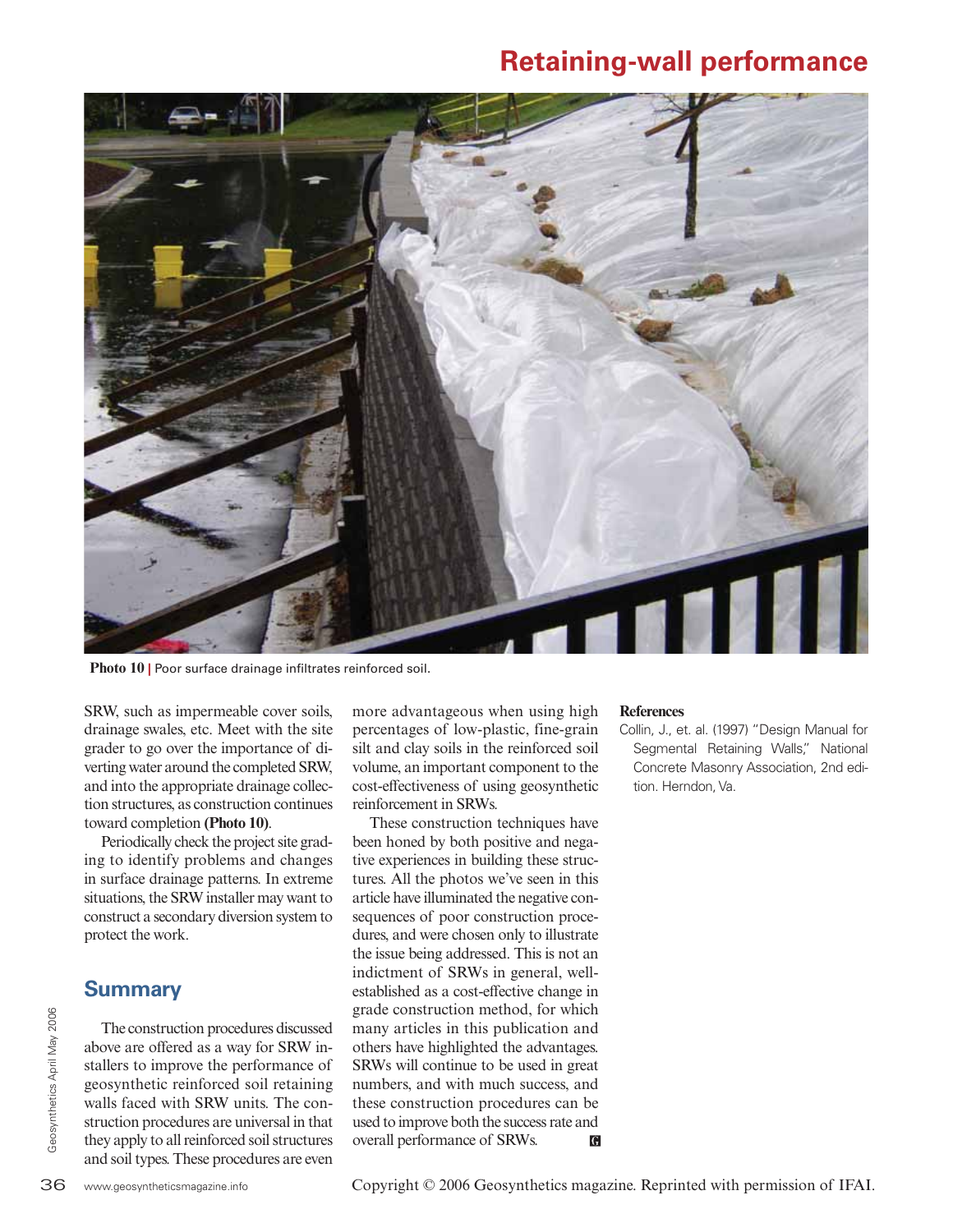**Photo 10 |** Poor surface drainage infiltrates reinforced soil.

SRW, such as impermeable cover soils, drainage swales, etc. Meet with the site grader to go over the importance of diverting water around the completed SRW, and into the appropriate drainage collection structures, as construction continues toward completion **(Photo 10)**.

Periodically check the project site grading to identify problems and changes in surface drainage patterns. In extreme situations, the SRW installer may want to construct a secondary diversion system to protect the work.

## Summary

The construction procedures discussed above are offered as a way for SRW installers to improve the performance of geosynthetic reinforced soil retaining walls faced with SRW units. The construction procedures are universal in that they apply to all reinforced soil structures and soil types. These procedures are even more advantageous when using high percentages of low-plastic, fine-grain silt and clay soils in the reinforced soil volume, an important component to the cost-effectiveness of using geosynthetic reinforcement in SRWs.

These construction techniques have been honed by both positive and negative experiences in building these structures. All the photos we've seen in this article have illuminated the negative consequences of poor construction procedures, and were chosen only to illustrate the issue being addressed. This is not an indictment of SRWs in general, well-established as a cost-effective change in grade construction method, for which many articles in this publication and others have highlighted the advantages. SRWs will continue to be used in great numbers, and with much success, and these construction procedures can be used to improve both the success rate and overall performance of SRWs.

**References**

Collin, J., et. al. (1997) "Design Manual for Segmental Retaining Walls," National Concrete Masonry Association, 2nd edition. Herndon, Va.

Copyright © 2006 Geosynthetics magazine. Reprinted with permission of IFAI.